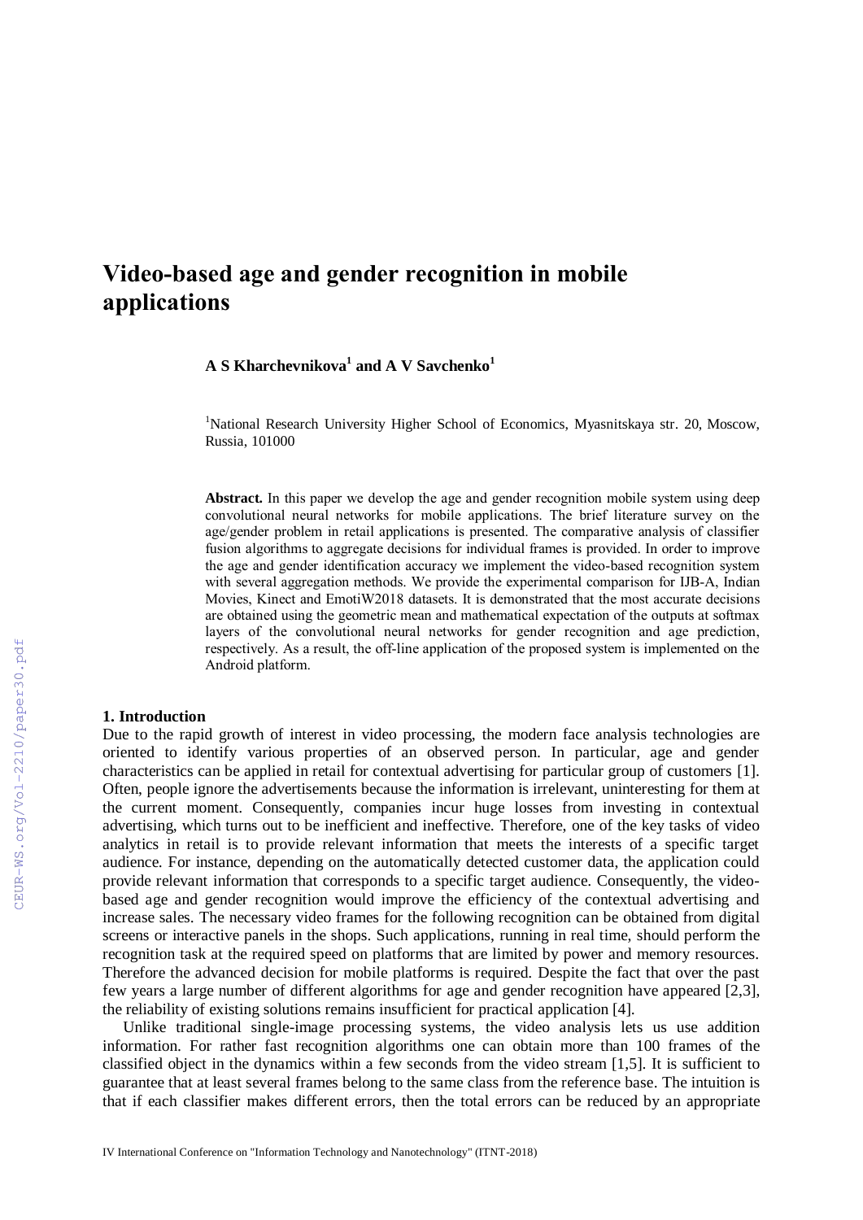# Video-based age and gender recognition in mobile applications

**A S Kharchevnikova[1] and A V Savchenko[1]**

[1]National Research University Higher School of Economics, Myasnitskaya str. 20, Moscow, Russia, 101000

**Abstract.** In this paper we develop the age and gender recognition mobile system using deep convolutional neural networks for mobile applications. The brief literature survey on the age/gender problem in retail applications is presented. The comparative analysis of classifier fusion algorithms to aggregate decisions for individual frames is provided. In order to improve the age and gender identification accuracy we implement the video-based recognition system with several aggregation methods. We provide the experimental comparison for IJB-A, Indian Movies, Kinect and EmotiW2018 datasets. It is demonstrated that the most accurate decisions are obtained using the geometric mean and mathematical expectation of the outputs at softmax layers of the convolutional neural networks for gender recognition and age prediction, respectively. As a result, the off-line application of the proposed system is implemented on the Android platform.

## 1. Introduction

Due to the rapid growth of interest in video processing, the modern face analysis technologies are oriented to identify various properties of an observed person. In particular, age and gender characteristics can be applied in retail for contextual advertising for particular group of customers [1]. Often, people ignore the advertisements because the information is irrelevant, uninteresting for them at the current moment. Consequently, companies incur huge losses from investing in contextual advertising, which turns out to be inefficient and ineffective. Therefore, one of the key tasks of video analytics in retail is to provide relevant information that meets the interests of a specific target audience. For instance, depending on the automatically detected customer data, the application could provide relevant information that corresponds to a specific target audience. Consequently, the video-based age and gender recognition would improve the efficiency of the contextual advertising and increase sales. The necessary video frames for the following recognition can be obtained from digital screens or interactive panels in the shops. Such applications, running in real time, should perform the recognition task at the required speed on platforms that are limited by power and memory resources. Therefore the advanced decision for mobile platforms is required. Despite the fact that over the past few years a large number of different algorithms for age and gender recognition have appeared [2,3], the reliability of existing solutions remains insufficient for practical application [4].

Unlike traditional single-image processing systems, the video analysis lets us use addition information. For rather fast recognition algorithms one can obtain more than 100 frames of the classified object in the dynamics within a few seconds from the video stream [1,5]. It is sufficient to guarantee that at least several frames belong to the same class from the reference base. The intuition is that if each classifier makes different errors, then the total errors can be reduced by an appropriate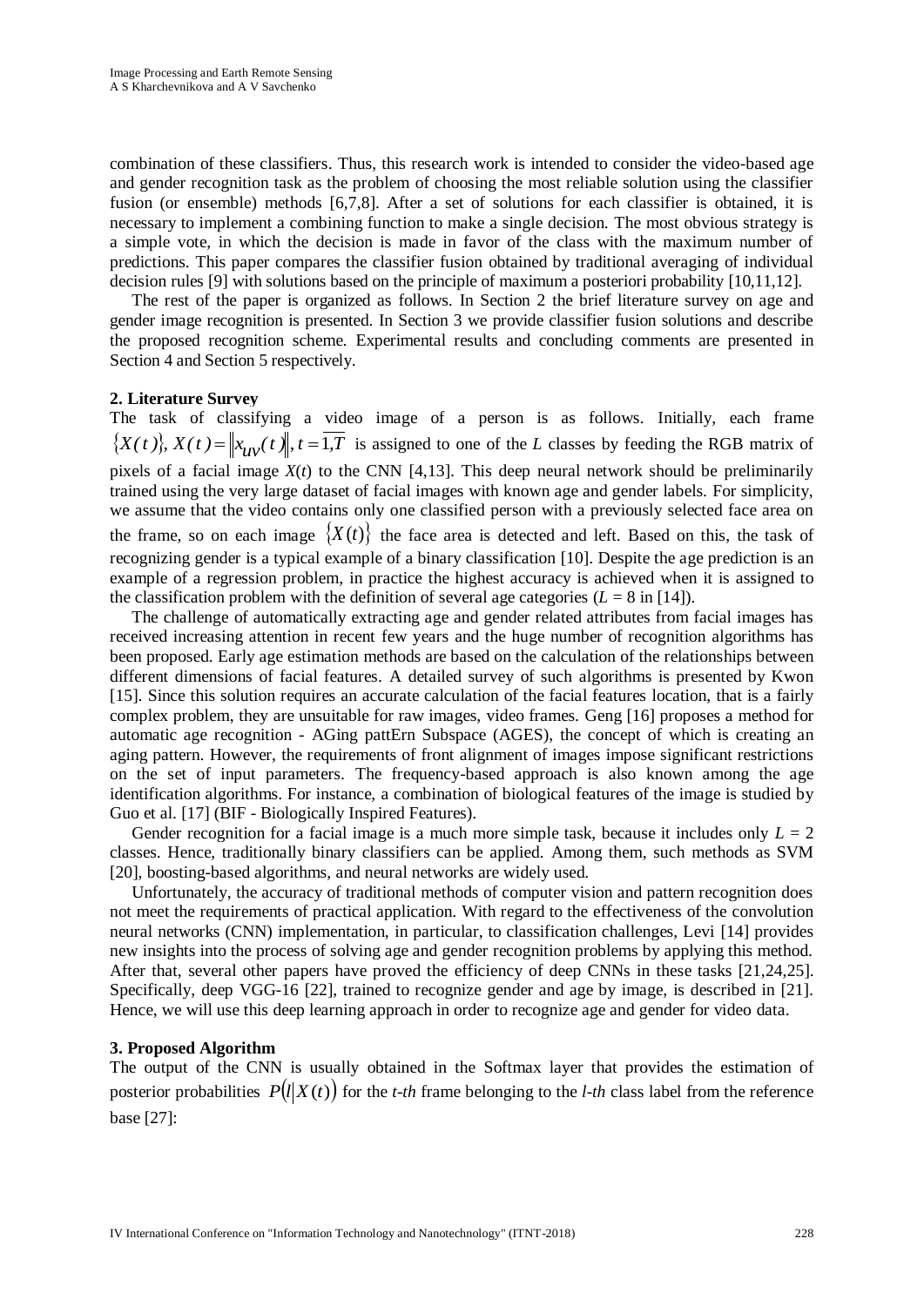combination of these classifiers. Thus, this research work is intended to consider the video-based age and gender recognition task as the problem of choosing the most reliable solution using the classifier fusion (or ensemble) methods [6,7,8]. After a set of solutions for each classifier is obtained, it is necessary to implement a combining function to make a single decision. The most obvious strategy is a simple vote, in which the decision is made in favor of the class with the maximum number of predictions. This paper compares the classifier fusion obtained by traditional averaging of individual decision rules [9] with solutions based on the principle of maximum a posteriori probability [10,11,12].

The rest of the paper is organized as follows. In Section 2 the brief literature survey on age and gender image recognition is presented. In Section 3 we provide classifier fusion solutions and describe the proposed recognition scheme. Experimental results and concluding comments are presented in Section 4 and Section 5 respectively.

## 2. Literature Survey

The task of classifying a video image of a person is as follows. Initially, each frame $\{X(t)\}, X(t) = \|x_{uv}(t)\|, t = \overline{1,T}$ is assigned to one of the $L$ classes by feeding the RGB matrix of pixels of a facial image $X(t)$ to the CNN [4,13]. This deep neural network should be preliminarily trained using the very large dataset of facial images with known age and gender labels. For simplicity, we assume that the video contains only one classified person with a previously selected face area on the frame, so on each image $\{X(t)\}$ the face area is detected and left. Based on this, the task of recognizing gender is a typical example of a binary classification [10]. Despite the age prediction is an example of a regression problem, in practice the highest accuracy is achieved when it is assigned to the classification problem with the definition of several age categories ($L = 8$ in [14]).

The challenge of automatically extracting age and gender related attributes from facial images has received increasing attention in recent few years and the huge number of recognition algorithms has been proposed. Early age estimation methods are based on the calculation of the relationships between different dimensions of facial features. A detailed survey of such algorithms is presented by Kwon [15]. Since this solution requires an accurate calculation of the facial features location, that is a fairly complex problem, they are unsuitable for raw images, video frames. Geng [16] proposes a method for automatic age recognition - AGing pattErn Subspace (AGES), the concept of which is creating an aging pattern. However, the requirements of front alignment of images impose significant restrictions on the set of input parameters. The frequency-based approach is also known among the age identification algorithms. For instance, a combination of biological features of the image is studied by Guo et al. [17] (BIF - Biologically Inspired Features).

Gender recognition for a facial image is a much more simple task, because it includes only $L = 2$ classes. Hence, traditionally binary classifiers can be applied. Among them, such methods as SVM [20], boosting-based algorithms, and neural networks are widely used.

Unfortunately, the accuracy of traditional methods of computer vision and pattern recognition does not meet the requirements of practical application. With regard to the effectiveness of the convolution neural networks (CNN) implementation, in particular, to classification challenges, Levi [14] provides new insights into the process of solving age and gender recognition problems by applying this method. After that, several other papers have proved the efficiency of deep CNNs in these tasks [21,24,25]. Specifically, deep VGG-16 [22], trained to recognize gender and age by image, is described in [21]. Hence, we will use this deep learning approach in order to recognize age and gender for video data.

## 3. Proposed Algorithm

The output of the CNN is usually obtained in the Softmax layer that provides the estimation of posterior probabilities $P(l|X(t))$ for the *t-th* frame belonging to the *l-th* class label from the reference base [27]: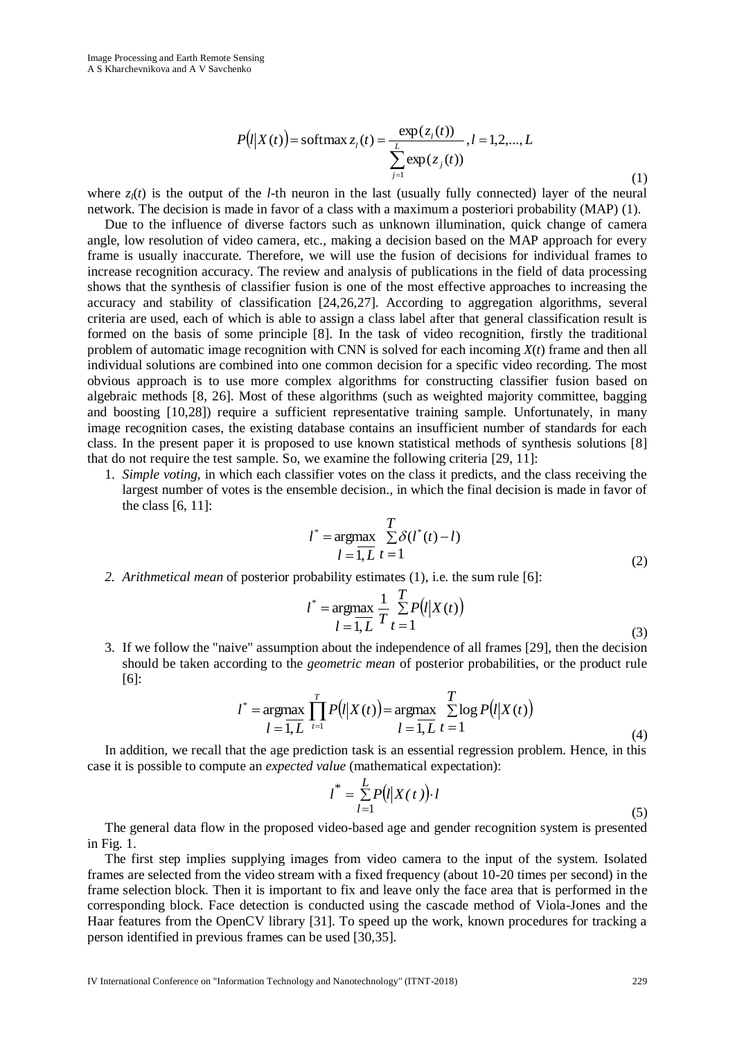$$P(l|X(t)) = \text{softmax}\, z_l(t) = \frac{\exp(z_l(t))}{\sum_{j=1}^{L}\exp(z_j(t))}, l = 1,2,...,L \tag{1}$$

where $z_l(t)$ is the output of the $l$-th neuron in the last (usually fully connected) layer of the neural network. The decision is made in favor of a class with a maximum a posteriori probability (MAP) (1).

Due to the influence of diverse factors such as unknown illumination, quick change of camera angle, low resolution of video camera, etc., making a decision based on the MAP approach for every frame is usually inaccurate. Therefore, we will use the fusion of decisions for individual frames to increase recognition accuracy. The review and analysis of publications in the field of data processing shows that the synthesis of classifier fusion is one of the most effective approaches to increasing the accuracy and stability of classification [24,26,27]. According to aggregation algorithms, several criteria are used, each of which is able to assign a class label after that general classification result is formed on the basis of some principle [8]. In the task of video recognition, firstly the traditional problem of automatic image recognition with CNN is solved for each incoming $X(t)$ frame and then all individual solutions are combined into one common decision for a specific video recording. The most obvious approach is to use more complex algorithms for constructing classifier fusion based on algebraic methods [8, 26]. Most of these algorithms (such as weighted majority committee, bagging and boosting [10,28]) require a sufficient representative training sample. Unfortunately, in many image recognition cases, the existing database contains an insufficient number of standards for each class. In the present paper it is proposed to use known statistical methods of synthesis solutions [8] that do not require the test sample. So, we examine the following criteria [29, 11]:

1. *Simple voting*, in which each classifier votes on the class it predicts, and the class receiving the largest number of votes is the ensemble decision., in which the final decision is made in favor of the class [6, 11]:

$$l^* = \underset{l=\overline{1,L}}{\text{argmax}} \sum_{t=1}^{T} \delta(l^*(t) - l) \tag{2}$$

2. *Arithmetical mean* of posterior probability estimates (1), i.e. the sum rule [6]:

$$l^* = \underset{l=\overline{1,L}}{\text{argmax}} \frac{1}{T} \sum_{t=1}^{T} P(l|X(t)) \tag{3}$$

3. If we follow the "naive" assumption about the independence of all frames [29], then the decision should be taken according to the *geometric mean* of posterior probabilities, or the product rule [6]:

$$l^* = \underset{l=\overline{1,L}}{\text{argmax}} \prod_{t=1}^{T} P(l|X(t)) = \underset{l=\overline{1,L}}{\text{argmax}} \sum_{t=1}^{T} \log P(l|X(t)) \tag{4}$$

In addition, we recall that the age prediction task is an essential regression problem. Hence, in this case it is possible to compute an *expected value* (mathematical expectation):

$$l^* = \sum_{l=1}^{L} P(l|X(t)) \cdot l \tag{5}$$

The general data flow in the proposed video-based age and gender recognition system is presented in Fig. 1.

The first step implies supplying images from video camera to the input of the system. Isolated frames are selected from the video stream with a fixed frequency (about 10-20 times per second) in the frame selection block. Then it is important to fix and leave only the face area that is performed in the corresponding block. Face detection is conducted using the cascade method of Viola-Jones and the Haar features from the OpenCV library [31]. To speed up the work, known procedures for tracking a person identified in previous frames can be used [30,35].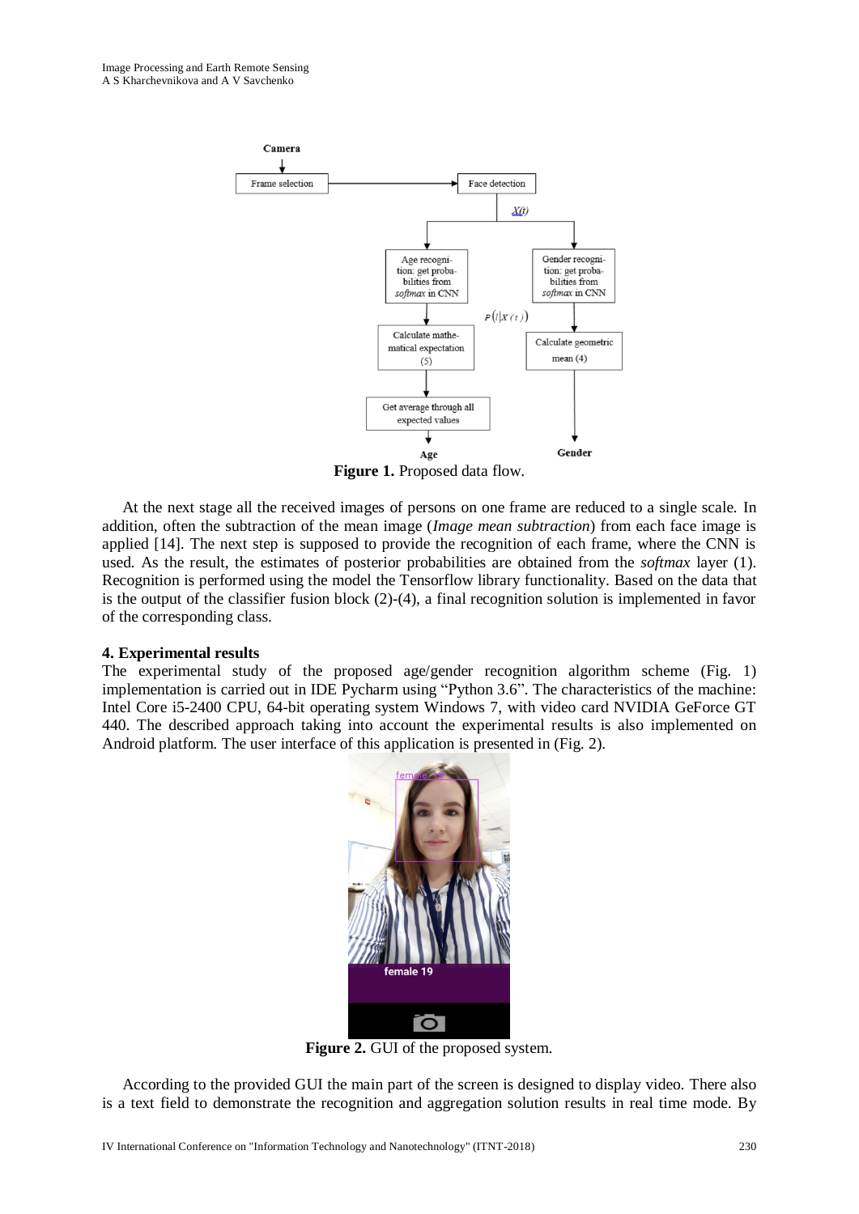**Figure 1.** Proposed data flow.

At the next stage all the received images of persons on one frame are reduced to a single scale. In addition, often the subtraction of the mean image (*Image mean subtraction*) from each face image is applied [14]. The next step is supposed to provide the recognition of each frame, where the CNN is used. As the result, the estimates of posterior probabilities are obtained from the *softmax* layer (1). Recognition is performed using the model the Tensorflow library functionality. Based on the data that is the output of the classifier fusion block (2)-(4), a final recognition solution is implemented in favor of the corresponding class.

## 4. Experimental results

The experimental study of the proposed age/gender recognition algorithm scheme (Fig. 1) implementation is carried out in IDE Pycharm using “Python 3.6”. The characteristics of the machine: Intel Core i5-2400 CPU, 64-bit operating system Windows 7, with video card NVIDIA GeForce GT 440. The described approach taking into account the experimental results is also implemented on Android platform. The user interface of this application is presented in (Fig. 2).

**Figure 2.** GUI of the proposed system.

According to the provided GUI the main part of the screen is designed to display video. There also is a text field to demonstrate the recognition and aggregation solution results in real time mode. By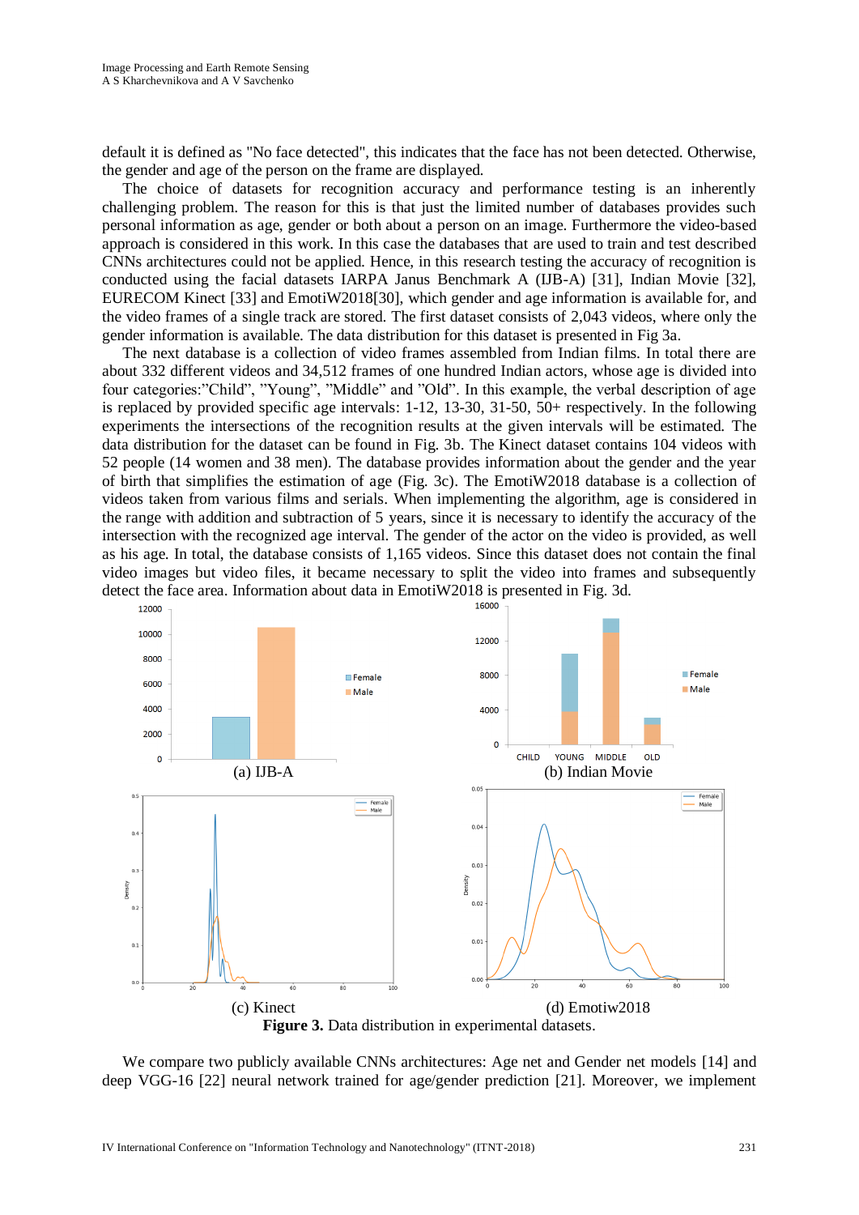default it is defined as "No face detected", this indicates that the face has not been detected. Otherwise, the gender and age of the person on the frame are displayed.

The choice of datasets for recognition accuracy and performance testing is an inherently challenging problem. The reason for this is that just the limited number of databases provides such personal information as age, gender or both about a person on an image. Furthermore the video-based approach is considered in this work. In this case the databases that are used to train and test described CNNs architectures could not be applied. Hence, in this research testing the accuracy of recognition is conducted using the facial datasets IARPA Janus Benchmark A (IJB-A) [31], Indian Movie [32], EURECOM Kinect [33] and EmotiW2018[30], which gender and age information is available for, and the video frames of a single track are stored. The first dataset consists of 2,043 videos, where only the gender information is available. The data distribution for this dataset is presented in Fig 3a.

The next database is a collection of video frames assembled from Indian films. In total there are about 332 different videos and 34,512 frames of one hundred Indian actors, whose age is divided into four categories:"Child", "Young", "Middle" and "Old". In this example, the verbal description of age is replaced by provided specific age intervals: 1-12, 13-30, 31-50, 50+ respectively. In the following experiments the intersections of the recognition results at the given intervals will be estimated. The data distribution for the dataset can be found in Fig. 3b. The Kinect dataset contains 104 videos with 52 people (14 women and 38 men). The database provides information about the gender and the year of birth that simplifies the estimation of age (Fig. 3c). The EmotiW2018 database is a collection of videos taken from various films and serials. When implementing the algorithm, age is considered in the range with addition and subtraction of 5 years, since it is necessary to identify the accuracy of the intersection with the recognized age interval. The gender of the actor on the video is provided, as well as his age. In total, the database consists of 1,165 videos. Since this dataset does not contain the final video images but video files, it became necessary to split the video into frames and subsequently detect the face area. Information about data in EmotiW2018 is presented in Fig. 3d.

(a) IJB-A

(b) Indian Movie

(c) Kinect

(d) Emotiw2018

**Figure 3.** Data distribution in experimental datasets.

We compare two publicly available CNNs architectures: Age net and Gender net models [14] and deep VGG-16 [22] neural network trained for age/gender prediction [21]. Moreover, we implement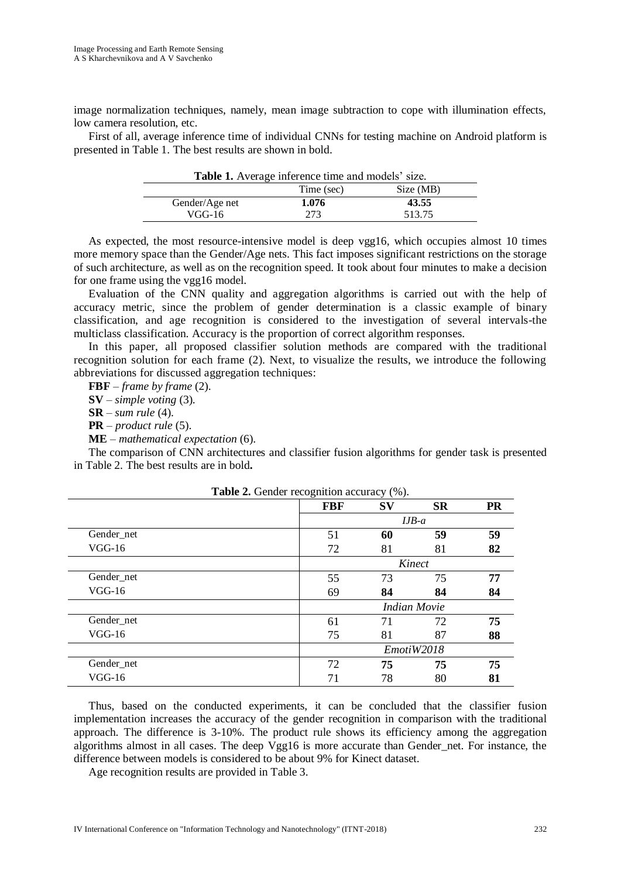image normalization techniques, namely, mean image subtraction to cope with illumination effects, low camera resolution, etc.

First of all, average inference time of individual CNNs for testing machine on Android platform is presented in Table 1. The best results are shown in bold.

**Table 1.** Average inference time and models' size.

| | Time (sec) | Size (MB) |
|---|---|---|
| Gender/Age net | **1.076** | **43.55** |
| VGG-16 | 273 | 513.75 |

As expected, the most resource-intensive model is deep vgg16, which occupies almost 10 times more memory space than the Gender/Age nets. This fact imposes significant restrictions on the storage of such architecture, as well as on the recognition speed. It took about four minutes to make a decision for one frame using the vgg16 model.

Evaluation of the CNN quality and aggregation algorithms is carried out with the help of accuracy metric, since the problem of gender determination is a classic example of binary classification, and age recognition is considered to the investigation of several intervals-the multiclass classification. Accuracy is the proportion of correct algorithm responses.

In this paper, all proposed classifier solution methods are compared with the traditional recognition solution for each frame (2). Next, to visualize the results, we introduce the following abbreviations for discussed aggregation techniques:

**FBF** – *frame by frame* (2).

**SV** – *simple voting* (3).

**SR** – *sum rule* (4).

**PR** – *product rule* (5).

**ME** – *mathematical expectation* (6).

The comparison of CNN architectures and classifier fusion algorithms for gender task is presented in Table 2. The best results are in bold**.**

**Table 2.** Gender recognition accuracy (%).

| | **FBF** | **SV** | **SR** | **PR** |
|---|---|---|---|---|
| | *IJB-a* | | | |
| Gender_net | 51 | **60** | 59 | 59 |
| VGG-16 | 72 | 81 | 81 | **82** |
| | *Kinect* | | | |
| Gender_net | 55 | 73 | 75 | **77** |
| VGG-16 | 69 | **84** | **84** | **84** |
| | *Indian Movie* | | | |
| Gender_net | 61 | 71 | 72 | **75** |
| VGG-16 | 75 | 81 | 87 | **88** |
| | *EmotiW2018* | | | |
| Gender_net | 72 | **75** | **75** | **75** |
| VGG-16 | 71 | 78 | 80 | **81** |

Thus, based on the conducted experiments, it can be concluded that the classifier fusion implementation increases the accuracy of the gender recognition in comparison with the traditional approach. The difference is 3-10%. The product rule shows its efficiency among the aggregation algorithms almost in all cases. The deep Vgg16 is more accurate than Gender_net. For instance, the difference between models is considered to be about 9% for Kinect dataset.

Age recognition results are provided in Table 3.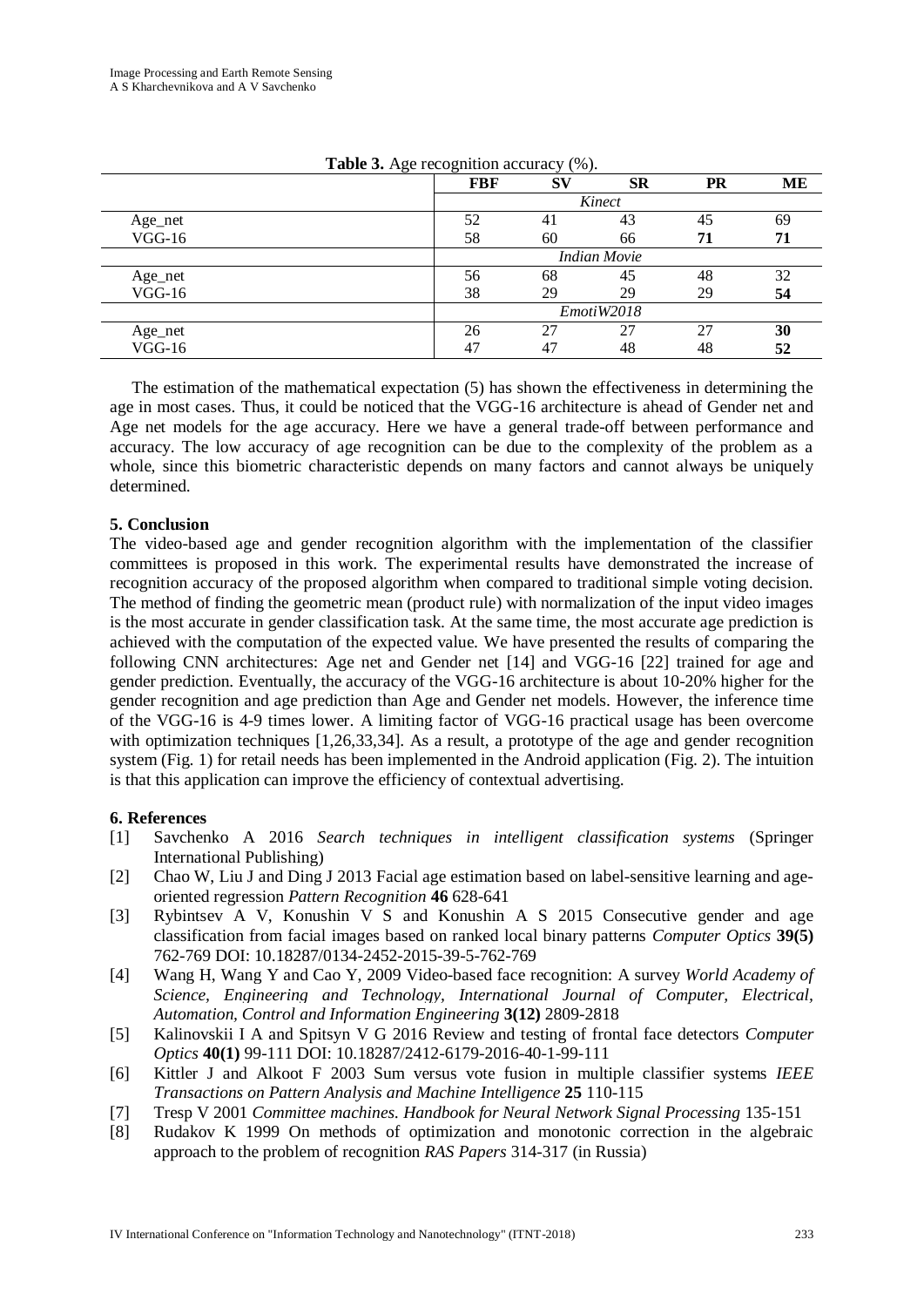**Table 3.** Age recognition accuracy (%).

| | FBF | SV | SR | PR | ME |
|---|---|---|---|---|---|
| | *Kinect* | | | | |
| Age_net | 52 | 41 | 43 | 45 | 69 |
| VGG-16 | 58 | 60 | 66 | **71** | **71** |
| | *Indian Movie* | | | | |
| Age_net | 56 | 68 | 45 | 48 | 32 |
| VGG-16 | 38 | 29 | 29 | 29 | **54** |
| | *EmotiW2018* | | | | |
| Age_net | 26 | 27 | 27 | 27 | **30** |
| VGG-16 | 47 | 47 | 48 | 48 | **52** |

The estimation of the mathematical expectation (5) has shown the effectiveness in determining the age in most cases. Thus, it could be noticed that the VGG-16 architecture is ahead of Gender net and Age net models for the age accuracy. Here we have a general trade-off between performance and accuracy. The low accuracy of age recognition can be due to the complexity of the problem as a whole, since this biometric characteristic depends on many factors and cannot always be uniquely determined.

## 5. Conclusion

The video-based age and gender recognition algorithm with the implementation of the classifier committees is proposed in this work. The experimental results have demonstrated the increase of recognition accuracy of the proposed algorithm when compared to traditional simple voting decision. The method of finding the geometric mean (product rule) with normalization of the input video images is the most accurate in gender classification task. At the same time, the most accurate age prediction is achieved with the computation of the expected value. We have presented the results of comparing the following CNN architectures: Age net and Gender net [14] and VGG-16 [22] trained for age and gender prediction. Eventually, the accuracy of the VGG-16 architecture is about 10-20% higher for the gender recognition and age prediction than Age and Gender net models. However, the inference time of the VGG-16 is 4-9 times lower. A limiting factor of VGG-16 practical usage has been overcome with optimization techniques [1,26,33,34]. As a result, a prototype of the age and gender recognition system (Fig. 1) for retail needs has been implemented in the Android application (Fig. 2). The intuition is that this application can improve the efficiency of contextual advertising.

## 6. References

[1] Savchenko A 2016 *Search techniques in intelligent classification systems* (Springer International Publishing)

[2] Chao W, Liu J and Ding J 2013 Facial age estimation based on label-sensitive learning and age-oriented regression *Pattern Recognition* **46** 628-641

[3] Rybintsev A V, Konushin V S and Konushin A S 2015 Consecutive gender and age classification from facial images based on ranked local binary patterns *Computer Optics* **39(5)** 762-769 DOI: 10.18287/0134-2452-2015-39-5-762-769

[4] Wang H, Wang Y and Cao Y, 2009 Video-based face recognition: A survey *World Academy of Science, Engineering and Technology, International Journal of Computer, Electrical, Automation, Control and Information Engineering* **3(12)** 2809-2818

[5] Kalinovskii I A and Spitsyn V G 2016 Review and testing of frontal face detectors *Computer Optics* **40(1)** 99-111 DOI: 10.18287/2412-6179-2016-40-1-99-111

[6] Kittler J and Alkoot F 2003 Sum versus vote fusion in multiple classifier systems *IEEE Transactions on Pattern Analysis and Machine Intelligence* **25** 110-115

[7] Tresp V 2001 *Committee machines. Handbook for Neural Network Signal Processing* 135-151

[8] Rudakov K 1999 On methods of optimization and monotonic correction in the algebraic approach to the problem of recognition *RAS Papers* 314-317 (in Russia)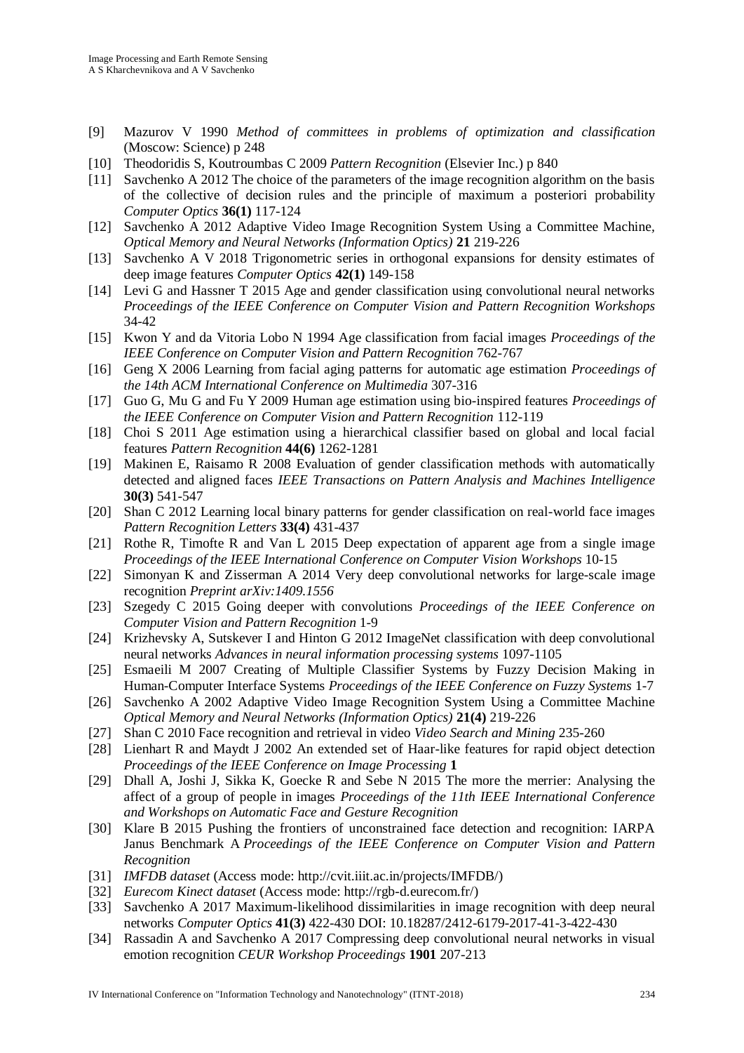[9] Mazurov V 1990 *Method of committees in problems of optimization and classification* (Moscow: Science) p 248

[10] Theodoridis S, Koutroumbas C 2009 *Pattern Recognition* (Elsevier Inc.) p 840

[11] Savchenko A 2012 The choice of the parameters of the image recognition algorithm on the basis of the collective of decision rules and the principle of maximum a posteriori probability *Computer Optics* **36(1)** 117-124

[12] Savchenko A 2012 Adaptive Video Image Recognition System Using a Committee Machine, *Optical Memory and Neural Networks (Information Optics)* **21** 219-226

[13] Savchenko A V 2018 Trigonometric series in orthogonal expansions for density estimates of deep image features *Computer Optics* **42(1)** 149-158

[14] Levi G and Hassner T 2015 Age and gender classification using convolutional neural networks *Proceedings of the IEEE Conference on Computer Vision and Pattern Recognition Workshops* 34-42

[15] Kwon Y and da Vitoria Lobo N 1994 Age classification from facial images *Proceedings of the IEEE Conference on Computer Vision and Pattern Recognition* 762-767

[16] Geng X 2006 Learning from facial aging patterns for automatic age estimation *Proceedings of the 14th ACM International Conference on Multimedia* 307-316

[17] Guo G, Mu G and Fu Y 2009 Human age estimation using bio-inspired features *Proceedings of the IEEE Conference on Computer Vision and Pattern Recognition* 112-119

[18] Choi S 2011 Age estimation using a hierarchical classifier based on global and local facial features *Pattern Recognition* **44(6)** 1262-1281

[19] Makinen E, Raisamo R 2008 Evaluation of gender classification methods with automatically detected and aligned faces *IEEE Transactions on Pattern Analysis and Machines Intelligence* **30(3)** 541-547

[20] Shan C 2012 Learning local binary patterns for gender classification on real-world face images *Pattern Recognition Letters* **33(4)** 431-437

[21] Rothe R, Timofte R and Van L 2015 Deep expectation of apparent age from a single image *Proceedings of the IEEE International Conference on Computer Vision Workshops* 10-15

[22] Simonyan K and Zisserman A 2014 Very deep convolutional networks for large-scale image recognition *Preprint arXiv:1409.1556*

[23] Szegedy C 2015 Going deeper with convolutions *Proceedings of the IEEE Conference on Computer Vision and Pattern Recognition* 1-9

[24] Krizhevsky A, Sutskever I and Hinton G 2012 ImageNet classification with deep convolutional neural networks *Advances in neural information processing systems* 1097-1105

[25] Esmaeili M 2007 Creating of Multiple Classifier Systems by Fuzzy Decision Making in Human-Computer Interface Systems *Proceedings of the IEEE Conference on Fuzzy Systems* 1-7

[26] Savchenko A 2002 Adaptive Video Image Recognition System Using a Committee Machine *Optical Memory and Neural Networks (Information Optics)* **21(4)** 219-226

[27] Shan C 2010 Face recognition and retrieval in video *Video Search and Mining* 235-260

[28] Lienhart R and Maydt J 2002 An extended set of Haar-like features for rapid object detection *Proceedings of the IEEE Conference on Image Processing* **1**

[29] Dhall A, Joshi J, Sikka K, Goecke R and Sebe N 2015 The more the merrier: Analysing the affect of a group of people in images *Proceedings of the 11th IEEE International Conference and Workshops on Automatic Face and Gesture Recognition*

[30] Klare B 2015 Pushing the frontiers of unconstrained face detection and recognition: IARPA Janus Benchmark A *Proceedings of the IEEE Conference on Computer Vision and Pattern Recognition*

[31] *IMFDB dataset* (Access mode: http://cvit.iiit.ac.in/projects/IMFDB/)

[32] *Eurecom Kinect dataset* (Access mode: http://rgb-d.eurecom.fr/)

[33] Savchenko A 2017 Maximum-likelihood dissimilarities in image recognition with deep neural networks *Computer Optics* **41(3)** 422-430 DOI: 10.18287/2412-6179-2017-41-3-422-430

[34] Rassadin A and Savchenko A 2017 Compressing deep convolutional neural networks in visual emotion recognition *CEUR Workshop Proceedings* **1901** 207-213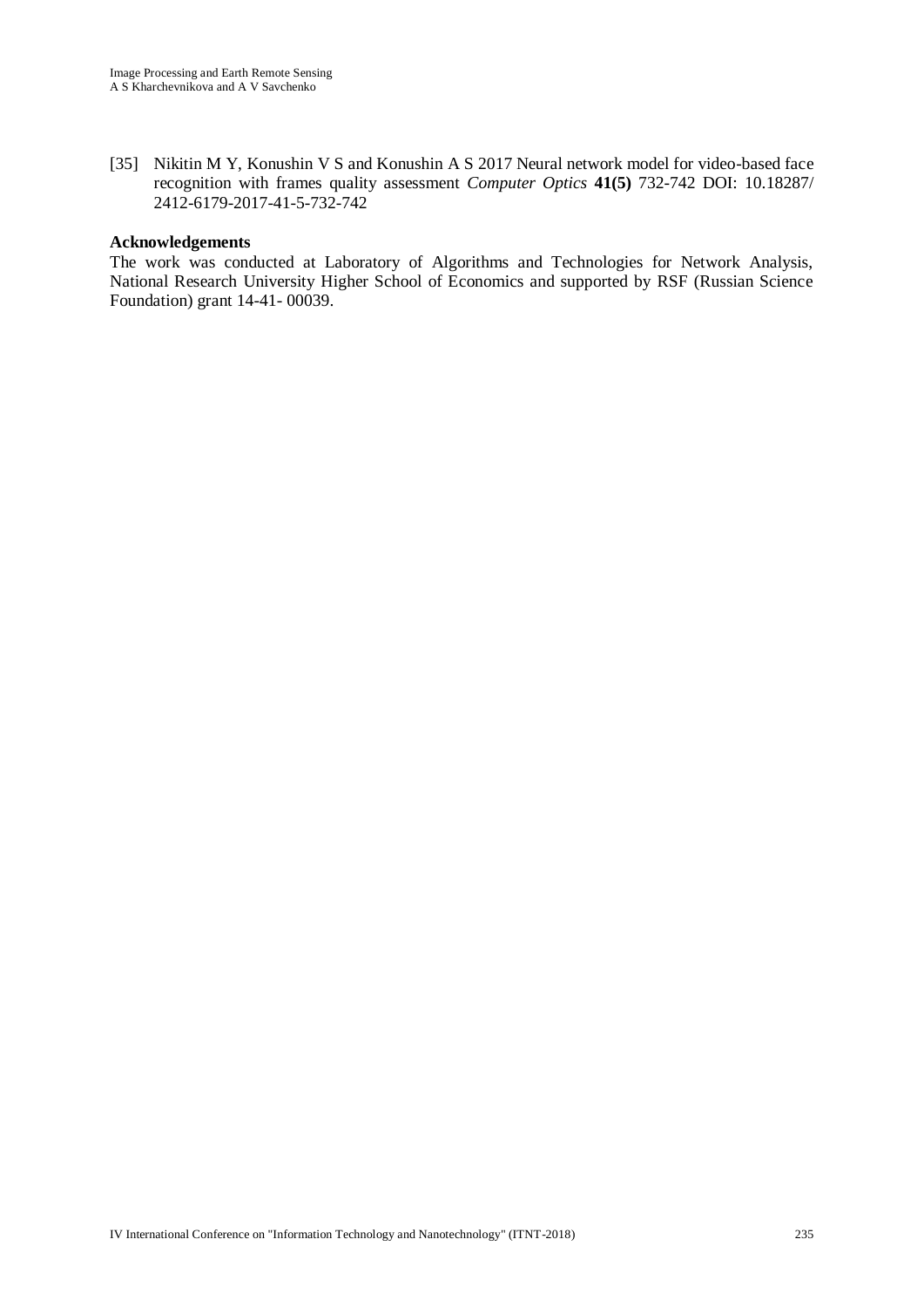[35] Nikitin M Y, Konushin V S and Konushin A S 2017 Neural network model for video-based face recognition with frames quality assessment *Computer Optics* **41(5)** 732-742 DOI: 10.18287/ 2412-6179-2017-41-5-732-742

**Acknowledgements**

The work was conducted at Laboratory of Algorithms and Technologies for Network Analysis, National Research University Higher School of Economics and supported by RSF (Russian Science Foundation) grant 14-41- 00039.